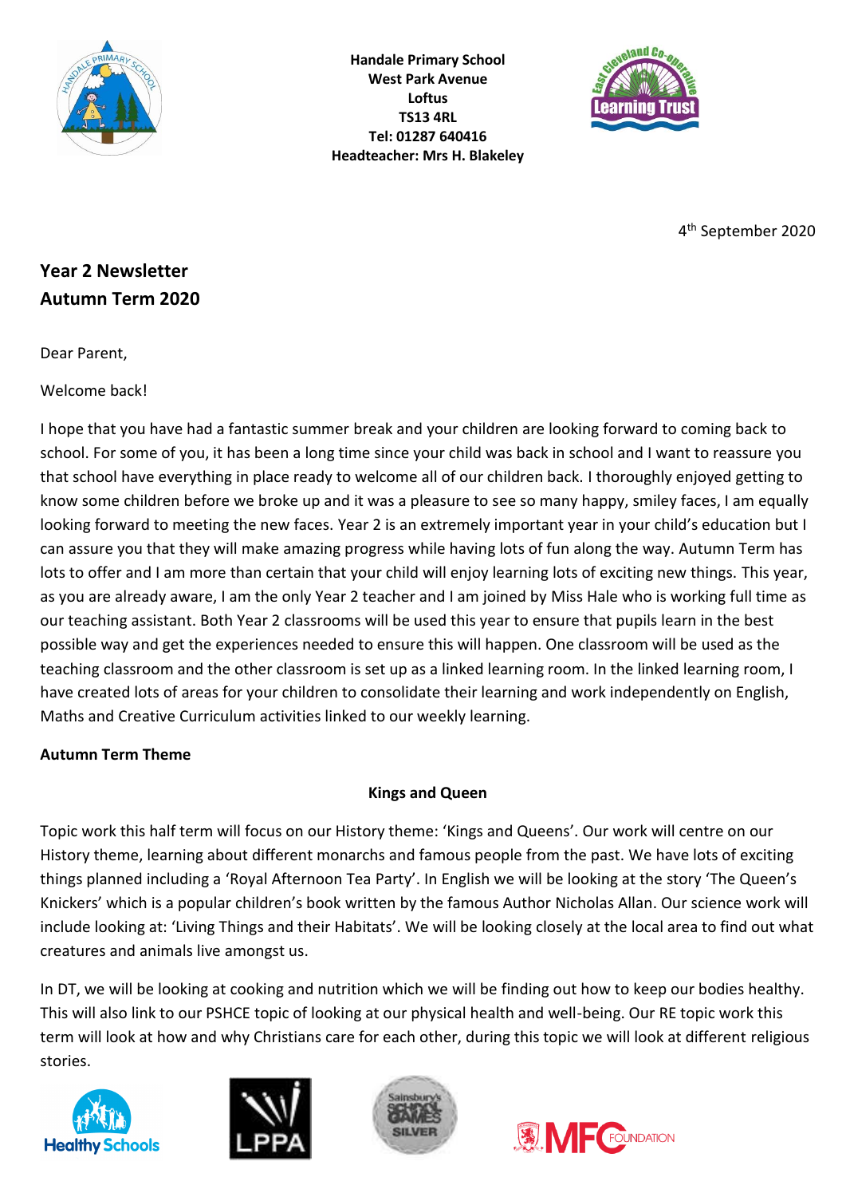**Handale Primary School**
**West Park Avenue**
**Loftus**
**TS13 4RL**
**Tel: 01287 640416**
**Headteacher: Mrs H. Blakeley**

4th September 2020

## Year 2 Newsletter
## Autumn Term 2020

Dear Parent,

Welcome back!

I hope that you have had a fantastic summer break and your children are looking forward to coming back to school. For some of you, it has been a long time since your child was back in school and I want to reassure you that school have everything in place ready to welcome all of our children back. I thoroughly enjoyed getting to know some children before we broke up and it was a pleasure to see so many happy, smiley faces, I am equally looking forward to meeting the new faces. Year 2 is an extremely important year in your child's education but I can assure you that they will make amazing progress while having lots of fun along the way. Autumn Term has lots to offer and I am more than certain that your child will enjoy learning lots of exciting new things. This year, as you are already aware, I am the only Year 2 teacher and I am joined by Miss Hale who is working full time as our teaching assistant. Both Year 2 classrooms will be used this year to ensure that pupils learn in the best possible way and get the experiences needed to ensure this will happen. One classroom will be used as the teaching classroom and the other classroom is set up as a linked learning room. In the linked learning room, I have created lots of areas for your children to consolidate their learning and work independently on English, Maths and Creative Curriculum activities linked to our weekly learning.

### Autumn Term Theme

**Kings and Queen**

Topic work this half term will focus on our History theme: 'Kings and Queens'. Our work will centre on our History theme, learning about different monarchs and famous people from the past. We have lots of exciting things planned including a 'Royal Afternoon Tea Party'. In English we will be looking at the story 'The Queen's Knickers' which is a popular children's book written by the famous Author Nicholas Allan. Our science work will include looking at: 'Living Things and their Habitats'. We will be looking closely at the local area to find out what creatures and animals live amongst us.

In DT, we will be looking at cooking and nutrition which we will be finding out how to keep our bodies healthy. This will also link to our PSHCE topic of looking at our physical health and well-being. Our RE topic work this term will look at how and why Christians care for each other, during this topic we will look at different religious stories.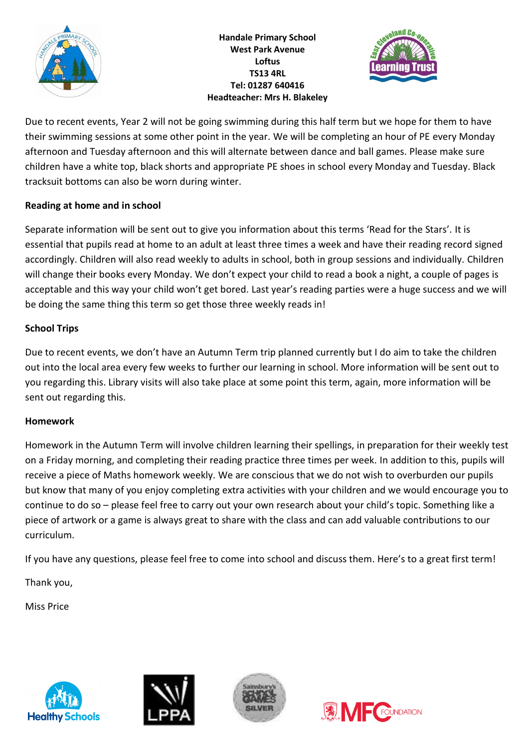**Handale Primary School**
**West Park Avenue**
**Loftus**
**TS13 4RL**
**Tel: 01287 640416**
**Headteacher: Mrs H. Blakeley**

Due to recent events, Year 2 will not be going swimming during this half term but we hope for them to have their swimming sessions at some other point in the year. We will be completing an hour of PE every Monday afternoon and Tuesday afternoon and this will alternate between dance and ball games. Please make sure children have a white top, black shorts and appropriate PE shoes in school every Monday and Tuesday. Black tracksuit bottoms can also be worn during winter.

**Reading at home and in school**

Separate information will be sent out to give you information about this terms 'Read for the Stars'. It is essential that pupils read at home to an adult at least three times a week and have their reading record signed accordingly. Children will also read weekly to adults in school, both in group sessions and individually. Children will change their books every Monday. We don't expect your child to read a book a night, a couple of pages is acceptable and this way your child won't get bored. Last year's reading parties were a huge success and we will be doing the same thing this term so get those three weekly reads in!

**School Trips**

Due to recent events, we don't have an Autumn Term trip planned currently but I do aim to take the children out into the local area every few weeks to further our learning in school. More information will be sent out to you regarding this. Library visits will also take place at some point this term, again, more information will be sent out regarding this.

**Homework**

Homework in the Autumn Term will involve children learning their spellings, in preparation for their weekly test on a Friday morning, and completing their reading practice three times per week. In addition to this, pupils will receive a piece of Maths homework weekly. We are conscious that we do not wish to overburden our pupils but know that many of you enjoy completing extra activities with your children and we would encourage you to continue to do so – please feel free to carry out your own research about your child's topic. Something like a piece of artwork or a game is always great to share with the class and can add valuable contributions to our curriculum.

If you have any questions, please feel free to come into school and discuss them. Here's to a great first term!

Thank you,

Miss Price